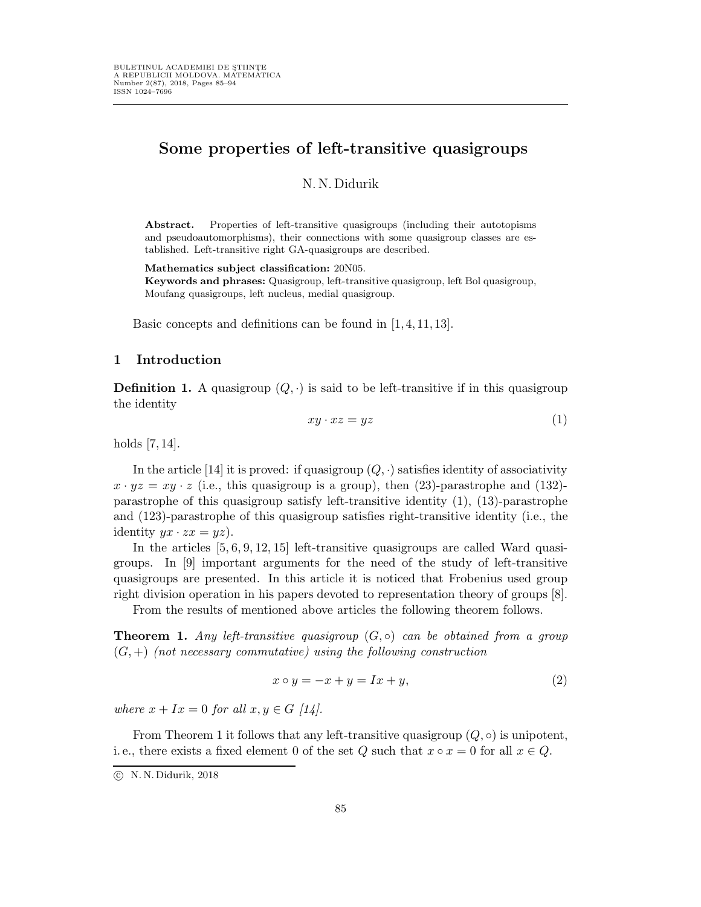# Some properties of left-transitive quasigroups

N. N. Didurik

**Abstract.** Properties of left-transitive quasigroups (including their autotopisms and pseudoautomorphisms), their connections with some quasigroup classes are established. Left-transitive right GA-quasigroups are described.

**Mathematics subject classification:** 20N05.

**Keywords and phrases:** Quasigroup, left-transitive quasigroup, left Bol quasigroup, Moufang quasigroups, left nucleus, medial quasigroup.

Basic concepts and definitions can be found in [1, 4, 11, 13].

## 1 Introduction

**Definition 1.** A quasigroup $(Q, \cdot)$ is said to be left-transitive if in this quasigroup the identity

$$xy \cdot xz = yz \tag{1}$$

holds [7, 14].

In the article [14] it is proved: if quasigroup $(Q, \cdot)$ satisfies identity of associativity $x \cdot yz = xy \cdot z$ (i.e., this quasigroup is a group), then (23)-parastrophe and (132)-parastrophe of this quasigroup satisfy left-transitive identity (1), (13)-parastrophe and (123)-parastrophe of this quasigroup satisfies right-transitive identity (i.e., the identity $yx \cdot zx = yz$).

In the articles [5, 6, 9, 12, 15] left-transitive quasigroups are called Ward quasigroups. In [9] important arguments for the need of the study of left-transitive quasigroups are presented. In this article it is noticed that Frobenius used group right division operation in his papers devoted to representation theory of groups [8].

From the results of mentioned above articles the following theorem follows.

**Theorem 1.** *Any left-transitive quasigroup $(G, \circ)$ can be obtained from a group $(G, +)$ (not necessary commutative) using the following construction*

$$x \circ y = -x + y = Ix + y, \tag{2}$$

*where $x + Ix = 0$ for all $x, y \in G$ [14].*

From Theorem 1 it follows that any left-transitive quasigroup $(Q, \circ)$ is unipotent, i. e., there exists a fixed element 0 of the set $Q$ such that $x \circ x = 0$ for all $x \in Q$.

© N. N. Didurik, 2018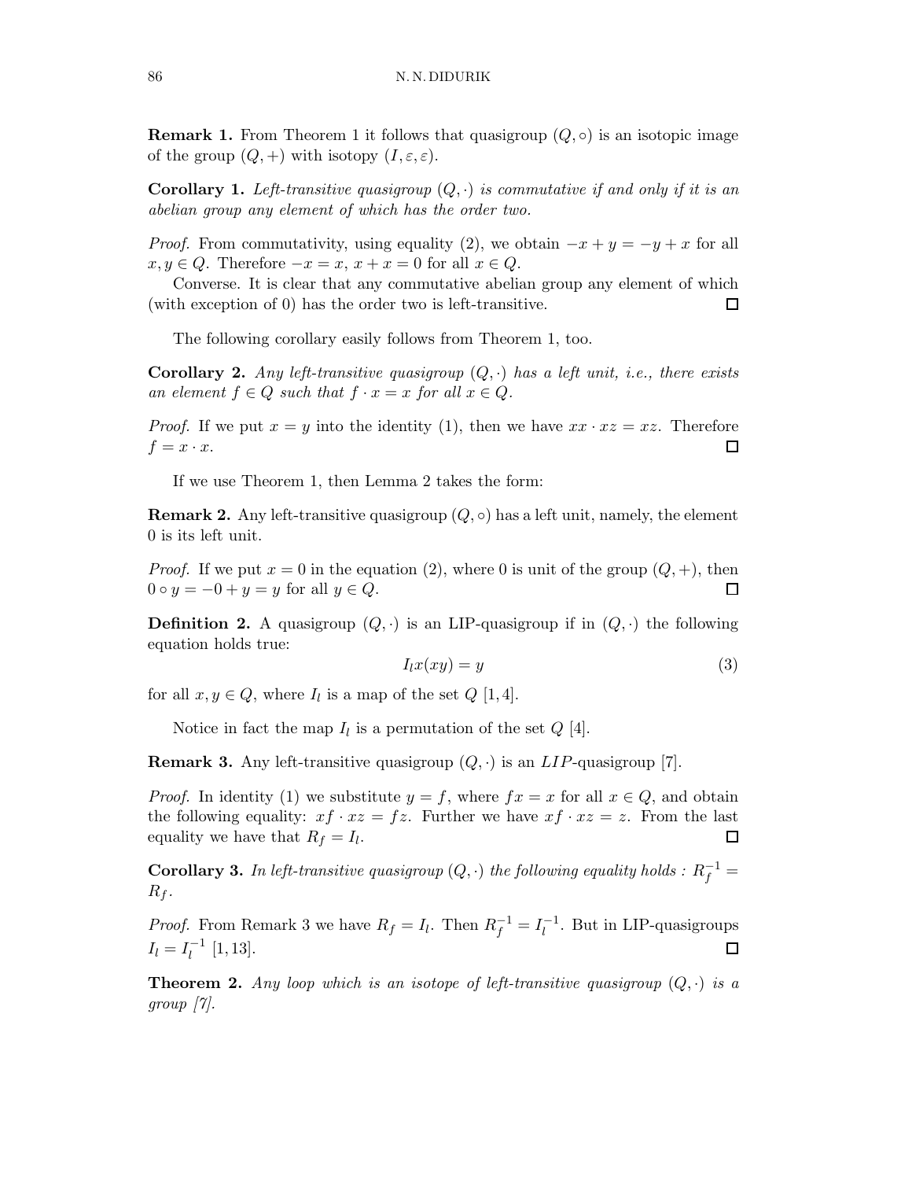**Remark 1.** From Theorem 1 it follows that quasigroup $(Q, \circ)$ is an isotopic image of the group $(Q, +)$ with isotopy $(I, \varepsilon, \varepsilon)$.

**Corollary 1.** *Left-transitive quasigroup $(Q, \cdot)$ is commutative if and only if it is an abelian group any element of which has the order two.*

*Proof.* From commutativity, using equality (2), we obtain $-x + y = -y + x$ for all $x, y \in Q$. Therefore $-x = x$, $x + x = 0$ for all $x \in Q$.

Converse. It is clear that any commutative abelian group any element of which (with exception of 0) has the order two is left-transitive. □

The following corollary easily follows from Theorem 1, too.

**Corollary 2.** *Any left-transitive quasigroup $(Q, \cdot)$ has a left unit, i.e., there exists an element $f \in Q$ such that $f \cdot x = x$ for all $x \in Q$.*

*Proof.* If we put $x = y$ into the identity (1), then we have $xx \cdot xz = xz$. Therefore $f = x \cdot x$. □

If we use Theorem 1, then Lemma 2 takes the form:

**Remark 2.** Any left-transitive quasigroup $(Q, \circ)$ has a left unit, namely, the element 0 is its left unit.

*Proof.* If we put $x = 0$ in the equation (2), where 0 is unit of the group $(Q, +)$, then $0 \circ y = -0 + y = y$ for all $y \in Q$. □

**Definition 2.** A quasigroup $(Q, \cdot)$ is an LIP-quasigroup if in $(Q, \cdot)$ the following equation holds true:

$$I_l x(xy) = y \tag{3}$$

for all $x, y \in Q$, where $I_l$ is a map of the set $Q$ [1,4].

Notice in fact the map $I_l$ is a permutation of the set $Q$ [4].

**Remark 3.** Any left-transitive quasigroup $(Q, \cdot)$ is an $LIP$-quasigroup [7].

*Proof.* In identity (1) we substitute $y = f$, where $fx = x$ for all $x \in Q$, and obtain the following equality: $xf \cdot xz = fz$. Further we have $xf \cdot xz = z$. From the last equality we have that $R_f = I_l$. □

**Corollary 3.** *In left-transitive quasigroup $(Q, \cdot)$ the following equality holds : $R_f^{-1} = R_f$.*

*Proof.* From Remark 3 we have $R_f = I_l$. Then $R_f^{-1} = I_l^{-1}$. But in LIP-quasigroups $I_l = I_l^{-1}$ [1,13]. □

**Theorem 2.** *Any loop which is an isotope of left-transitive quasigroup $(Q, \cdot)$ is a group [7].*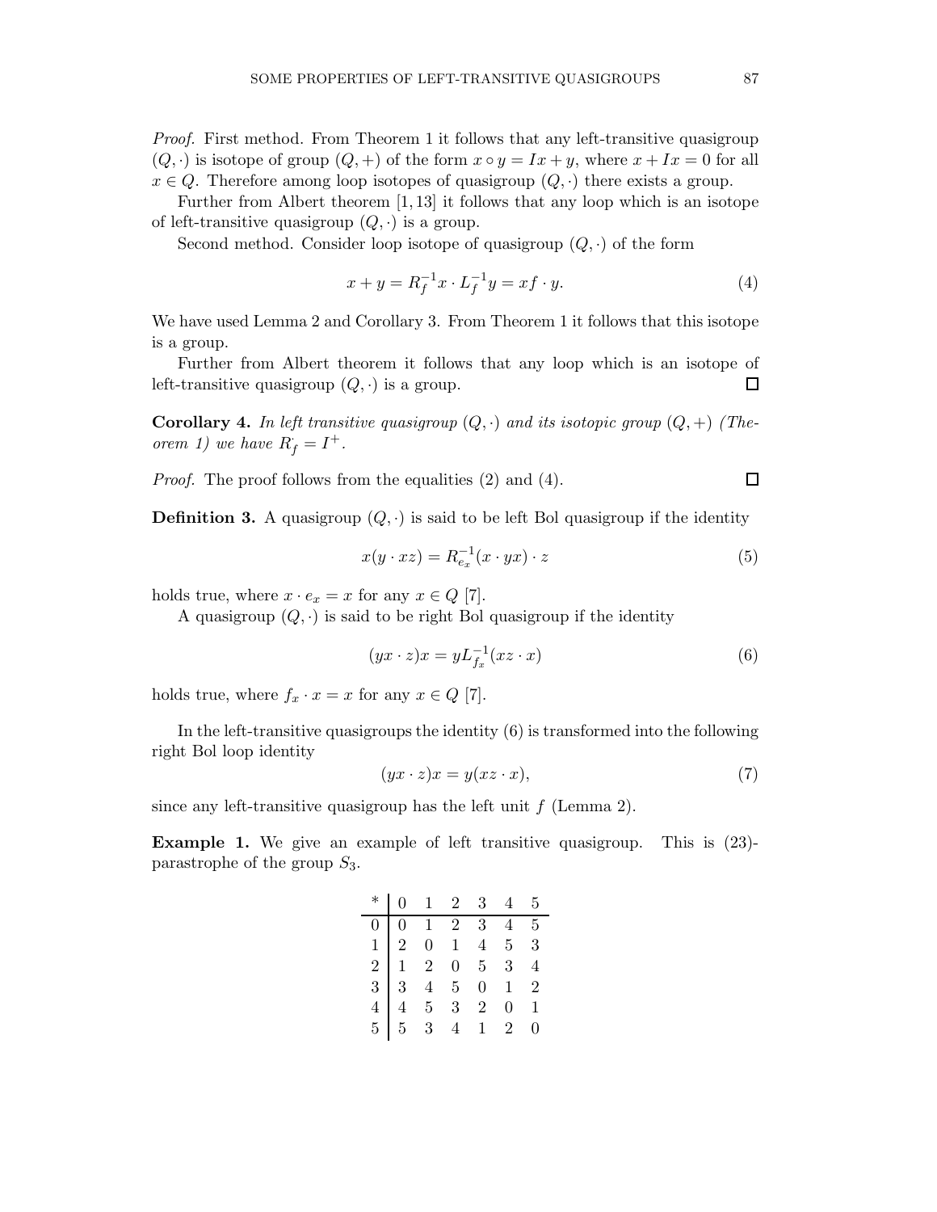*Proof.* First method. From Theorem 1 it follows that any left-transitive quasigroup $(Q, \cdot)$ is isotope of group $(Q, +)$ of the form $x \circ y = Ix + y$, where $x + Ix = 0$ for all $x \in Q$. Therefore among loop isotopes of quasigroup $(Q, \cdot)$ there exists a group.

Further from Albert theorem [1, 13] it follows that any loop which is an isotope of left-transitive quasigroup $(Q, \cdot)$ is a group.

Second method. Consider loop isotope of quasigroup $(Q, \cdot)$ of the form

$$x + y = R_f^{-1}x \cdot L_f^{-1}y = xf \cdot y. \tag{4}$$

We have used Lemma 2 and Corollary 3. From Theorem 1 it follows that this isotope is a group.

Further from Albert theorem it follows that any loop which is an isotope of left-transitive quasigroup $(Q, \cdot)$ is a group. □

**Corollary 4.** *In left transitive quasigroup $(Q, \cdot)$ and its isotopic group $(Q, +)$ (Theorem 1) we have $R_f = I^+$.*

*Proof.* The proof follows from the equalities (2) and (4). □

**Definition 3.** A quasigroup $(Q, \cdot)$ is said to be left Bol quasigroup if the identity

$$x(y \cdot xz) = R_{e_x}^{-1}(x \cdot yx) \cdot z \tag{5}$$

holds true, where $x \cdot e_x = x$ for any $x \in Q$ [7].

A quasigroup $(Q, \cdot)$ is said to be right Bol quasigroup if the identity

$$(yx \cdot z)x = yL_{f_x}^{-1}(xz \cdot x) \tag{6}$$

holds true, where $f_x \cdot x = x$ for any $x \in Q$ [7].

In the left-transitive quasigroups the identity (6) is transformed into the following right Bol loop identity

$$(yx \cdot z)x = y(xz \cdot x), \tag{7}$$

since any left-transitive quasigroup has the left unit $f$ (Lemma 2).

**Example 1.** We give an example of left transitive quasigroup. This is (23)-parastrophe of the group $S_3$.

| * | 0 | 1 | 2 | 3 | 4 | 5 |
|---|---|---|---|---|---|---|
| 0 | 0 | 1 | 2 | 3 | 4 | 5 |
| 1 | 2 | 0 | 1 | 4 | 5 | 3 |
| 2 | 1 | 2 | 0 | 5 | 3 | 4 |
| 3 | 3 | 4 | 5 | 0 | 1 | 2 |
| 4 | 4 | 5 | 3 | 2 | 0 | 1 |
| 5 | 5 | 3 | 4 | 1 | 2 | 0 |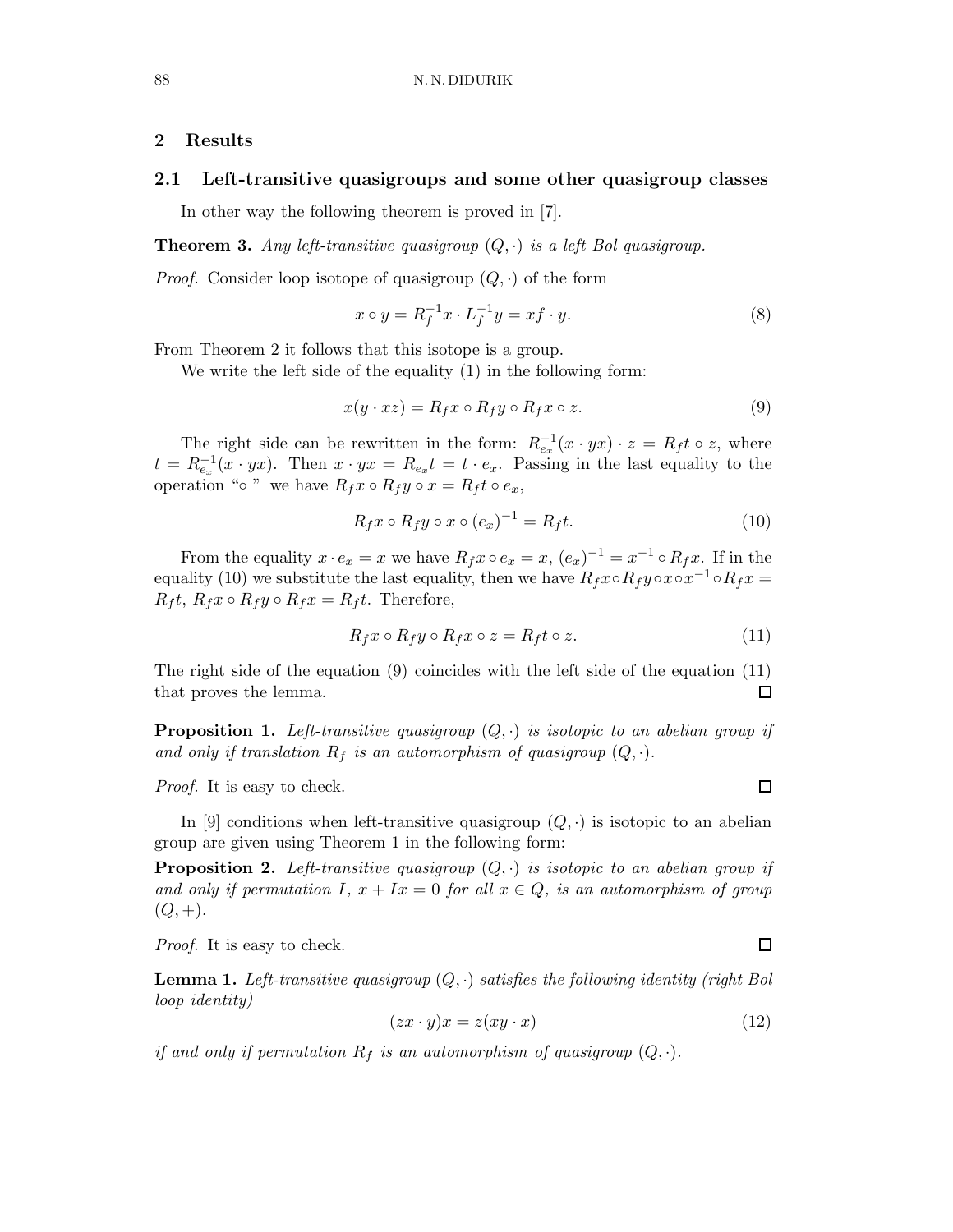## 2 Results

### 2.1 Left-transitive quasigroups and some other quasigroup classes

In other way the following theorem is proved in [7].

**Theorem 3.** *Any left-transitive quasigroup $(Q, \cdot)$ is a left Bol quasigroup.*

*Proof.* Consider loop isotope of quasigroup $(Q, \cdot)$ of the form

$$x \circ y = R_f^{-1}x \cdot L_f^{-1}y = xf \cdot y. \tag{8}$$

From Theorem 2 it follows that this isotope is a group.

We write the left side of the equality (1) in the following form:

$$x(y \cdot xz) = R_f x \circ R_f y \circ R_f x \circ z. \tag{9}$$

The right side can be rewritten in the form: $R_{e_x}^{-1}(x \cdot yx) \cdot z = R_f t \circ z$, where $t = R_{e_x}^{-1}(x \cdot yx)$. Then $x \cdot yx = R_{e_x} t = t \cdot e_x$. Passing in the last equality to the operation "$\circ$" we have $R_f x \circ R_f y \circ x = R_f t \circ e_x$,

$$R_f x \circ R_f y \circ x \circ (e_x)^{-1} = R_f t. \tag{10}$$

From the equality $x \cdot e_x = x$ we have $R_f x \circ e_x = x$, $(e_x)^{-1} = x^{-1} \circ R_f x$. If in the equality (10) we substitute the last equality, then we have $R_f x \circ R_f y \circ x \circ x^{-1} \circ R_f x = R_f t$, $R_f x \circ R_f y \circ R_f x = R_f t$. Therefore,

$$R_f x \circ R_f y \circ R_f x \circ z = R_f t \circ z. \tag{11}$$

The right side of the equation (9) coincides with the left side of the equation (11) that proves the lemma. □

**Proposition 1.** *Left-transitive quasigroup $(Q, \cdot)$ is isotopic to an abelian group if and only if translation $R_f$ is an automorphism of quasigroup $(Q, \cdot)$.*

*Proof.* It is easy to check. □

In [9] conditions when left-transitive quasigroup $(Q, \cdot)$ is isotopic to an abelian group are given using Theorem 1 in the following form:

**Proposition 2.** *Left-transitive quasigroup $(Q, \cdot)$ is isotopic to an abelian group if and only if permutation $I$, $x + Ix = 0$ for all $x \in Q$, is an automorphism of group $(Q, +)$.*

*Proof.* It is easy to check. □

**Lemma 1.** *Left-transitive quasigroup $(Q, \cdot)$ satisfies the following identity (right Bol loop identity)*

$$(zx \cdot y)x = z(xy \cdot x) \tag{12}$$

*if and only if permutation $R_f$ is an automorphism of quasigroup $(Q, \cdot)$.*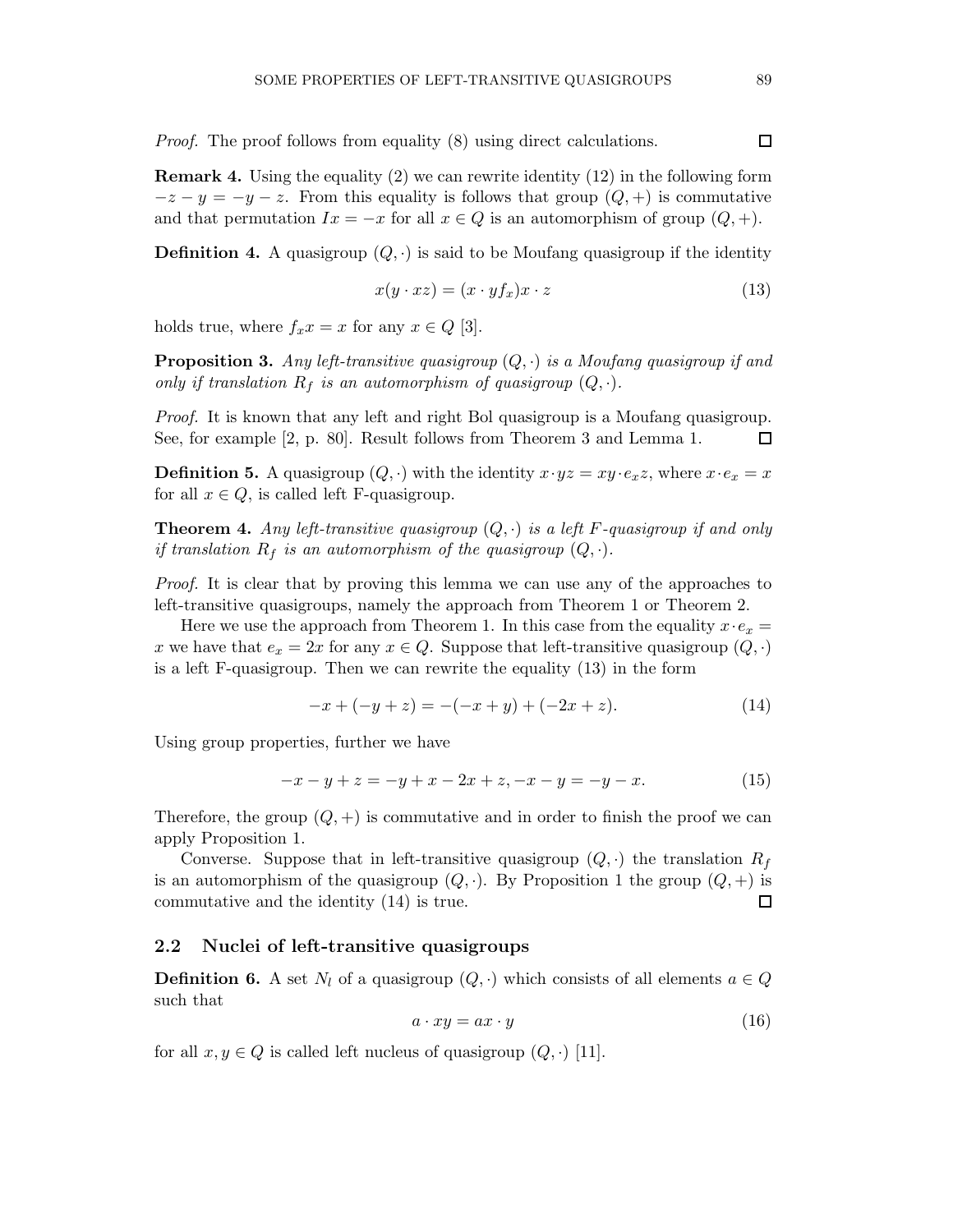*Proof.* The proof follows from equality (8) using direct calculations. □

**Remark 4.** Using the equality (2) we can rewrite identity (12) in the following form $-z - y = -y - z$. From this equality is follows that group $(Q, +)$ is commutative and that permutation $Ix = -x$ for all $x \in Q$ is an automorphism of group $(Q, +)$.

**Definition 4.** A quasigroup $(Q, \cdot)$ is said to be Moufang quasigroup if the identity

$$x(y \cdot xz) = (x \cdot yf_x)x \cdot z \tag{13}$$

holds true, where $f_x x = x$ for any $x \in Q$ [3].

**Proposition 3.** *Any left-transitive quasigroup $(Q, \cdot)$ is a Moufang quasigroup if and only if translation $R_f$ is an automorphism of quasigroup $(Q, \cdot)$.*

*Proof.* It is known that any left and right Bol quasigroup is a Moufang quasigroup. See, for example [2, p. 80]. Result follows from Theorem 3 and Lemma 1. □

**Definition 5.** A quasigroup $(Q, \cdot)$ with the identity $x \cdot yz = xy \cdot e_x z$, where $x \cdot e_x = x$ for all $x \in Q$, is called left F-quasigroup.

**Theorem 4.** *Any left-transitive quasigroup $(Q, \cdot)$ is a left F-quasigroup if and only if translation $R_f$ is an automorphism of the quasigroup $(Q, \cdot)$.*

*Proof.* It is clear that by proving this lemma we can use any of the approaches to left-transitive quasigroups, namely the approach from Theorem 1 or Theorem 2.

Here we use the approach from Theorem 1. In this case from the equality $x \cdot e_x = x$ we have that $e_x = 2x$ for any $x \in Q$. Suppose that left-transitive quasigroup $(Q, \cdot)$ is a left F-quasigroup. Then we can rewrite the equality (13) in the form

$$-x + (-y + z) = -(-x + y) + (-2x + z). \tag{14}$$

Using group properties, further we have

$$-x - y + z = -y + x - 2x + z, -x - y = -y - x. \tag{15}$$

Therefore, the group $(Q, +)$ is commutative and in order to finish the proof we can apply Proposition 1.

Converse. Suppose that in left-transitive quasigroup $(Q, \cdot)$ the translation $R_f$ is an automorphism of the quasigroup $(Q, \cdot)$. By Proposition 1 the group $(Q, +)$ is commutative and the identity (14) is true. □

## 2.2 Nuclei of left-transitive quasigroups

**Definition 6.** A set $N_l$ of a quasigroup $(Q, \cdot)$ which consists of all elements $a \in Q$ such that

$$a \cdot xy = ax \cdot y \tag{16}$$

for all $x, y \in Q$ is called left nucleus of quasigroup $(Q, \cdot)$ [11].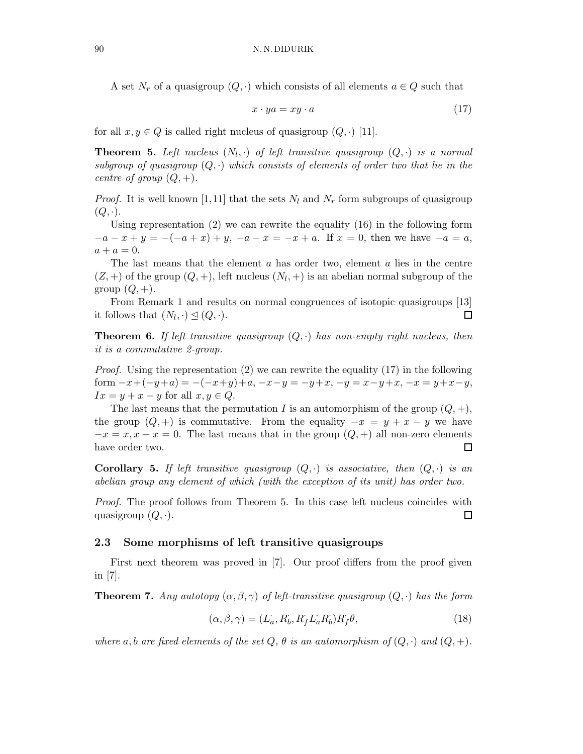A set $N_r$ of a quasigroup $(Q, \cdot)$ which consists of all elements $a \in Q$ such that

$$x \cdot ya = xy \cdot a \tag{17}$$

for all $x, y \in Q$ is called right nucleus of quasigroup $(Q, \cdot)$ [11].

**Theorem 5.** *Left nucleus $(N_l, \cdot)$ of left transitive quasigroup $(Q, \cdot)$ is a normal subgroup of quasigroup $(Q, \cdot)$ which consists of elements of order two that lie in the centre of group $(Q, +)$.*

*Proof.* It is well known [1, 11] that the sets $N_l$ and $N_r$ form subgroups of quasigroup $(Q, \cdot)$.

Using representation (2) we can rewrite the equality (16) in the following form $-a - x + y = -(-a + x) + y$, $-a - x = -x + a$. If $x = 0$, then we have $-a = a$, $a + a = 0$.

The last means that the element $a$ has order two, element $a$ lies in the centre $(Z, +)$ of the group $(Q, +)$, left nucleus $(N_l, +)$ is an abelian normal subgroup of the group $(Q, +)$.

From Remark 1 and results on normal congruences of isotopic quasigroups [13] it follows that $(N_l, \cdot) \trianglelefteq (Q, \cdot)$. $\square$

**Theorem 6.** *If left transitive quasigroup $(Q, \cdot)$ has non-empty right nucleus, then it is a commutative 2-group.*

*Proof.* Using the representation (2) we can rewrite the equality (17) in the following form $-x + (-y + a) = -(-x + y) + a$, $-x - y = -y + x$, $-y = x - y + x$, $-x = y + x - y$, $Ix = y + x - y$ for all $x, y \in Q$.

The last means that the permutation $I$ is an automorphism of the group $(Q, +)$, the group $(Q, +)$ is commutative. From the equality $-x = y + x - y$ we have $-x = x, x + x = 0$. The last means that in the group $(Q, +)$ all non-zero elements have order two. $\square$

**Corollary 5.** *If left transitive quasigroup $(Q, \cdot)$ is associative, then $(Q, \cdot)$ is an abelian group any element of which (with the exception of its unit) has order two.*

*Proof.* The proof follows from Theorem 5. In this case left nucleus coincides with quasigroup $(Q, \cdot)$. $\square$

## 2.3 Some morphisms of left transitive quasigroups

First next theorem was proved in [7]. Our proof differs from the proof given in [7].

**Theorem 7.** *Any autotopy $(\alpha, \beta, \gamma)$ of left-transitive quasigroup $(Q, \cdot)$ has the form*

$$(\alpha, \beta, \gamma) = (L^{\cdot}_a, R^{\cdot}_b, R^{\cdot}_f L^{\cdot}_a R^{\cdot}_b) R^{\cdot}_f \theta, \tag{18}$$

*where $a, b$ are fixed elements of the set $Q$, $\theta$ is an automorphism of $(Q, \cdot)$ and $(Q, +)$.*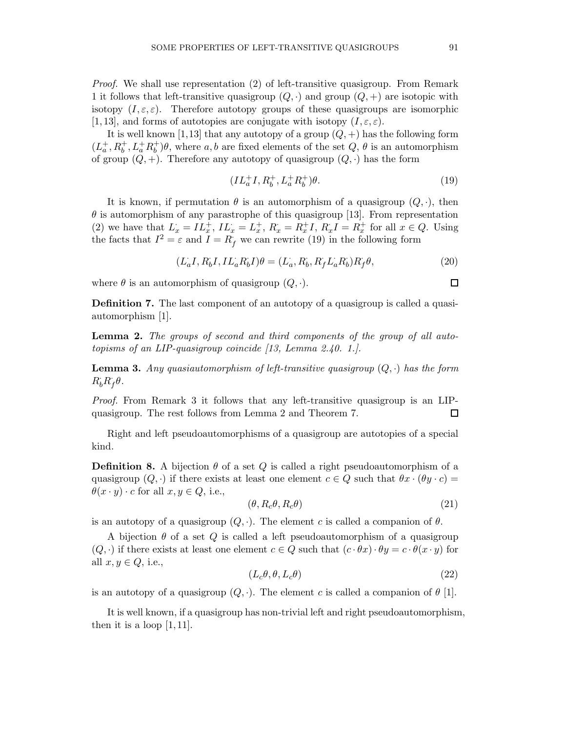*Proof.* We shall use representation (2) of left-transitive quasigroup. From Remark 1 it follows that left-transitive quasigroup $(Q, \cdot)$ and group $(Q, +)$ are isotopic with isotopy $(I, \varepsilon, \varepsilon)$. Therefore autotopy groups of these quasigroups are isomorphic [1, 13], and forms of autotopies are conjugate with isotopy $(I, \varepsilon, \varepsilon)$.

It is well known [1, 13] that any autotopy of a group $(Q, +)$ has the following form $(L_a^+, R_b^+, L_a^+ R_b^+)\theta$, where $a, b$ are fixed elements of the set $Q$, $\theta$ is an automorphism of group $(Q, +)$. Therefore any autotopy of quasigroup $(Q, \cdot)$ has the form

$$(IL_a^+ I, R_b^+, L_a^+ R_b^+)\theta. \tag{19}$$

It is known, if permutation $\theta$ is an automorphism of a quasigroup $(Q, \cdot)$, then $\theta$ is automorphism of any parastrophe of this quasigroup [13]. From representation (2) we have that $L_x^{\cdot} = IL_x^+$, $IL_x^{\cdot} = L_x^+$, $R_x^{\cdot} = R_x^+ I$, $R_x^{\cdot} I = R_x^+$ for all $x \in Q$. Using the facts that $I^2 = \varepsilon$ and $I = R_f^{\cdot}$ we can rewrite (19) in the following form

$$(L_a^{\cdot} I, R_b^{\cdot} I, IL_a^{\cdot} R_b^{\cdot} I)\theta = (L_a^{\cdot}, R_b^{\cdot}, R_f^{\cdot} L_a^{\cdot} R_b^{\cdot}) R_f^{\cdot} \theta, \tag{20}$$

where $\theta$ is an automorphism of quasigroup $(Q, \cdot)$. □

**Definition 7.** The last component of an autotopy of a quasigroup is called a quasi-automorphism [1].

**Lemma 2.** *The groups of second and third components of the group of all autotopisms of an LIP-quasigroup coincide [13, Lemma 2.40. 1.].*

**Lemma 3.** *Any quasiautomorphism of left-transitive quasigroup $(Q, \cdot)$ has the form $R_b^{\cdot} R_f^{\cdot} \theta$.*

*Proof.* From Remark 3 it follows that any left-transitive quasigroup is an LIP-quasigroup. The rest follows from Lemma 2 and Theorem 7. □

Right and left pseudoautomorphisms of a quasigroup are autotopies of a special kind.

**Definition 8.** A bijection $\theta$ of a set $Q$ is called a right pseudoautomorphism of a quasigroup $(Q, \cdot)$ if there exists at least one element $c \in Q$ such that $\theta x \cdot (\theta y \cdot c) = \theta(x \cdot y) \cdot c$ for all $x, y \in Q$, i.e.,

$$(\theta, R_c \theta, R_c \theta) \tag{21}$$

is an autotopy of a quasigroup $(Q, \cdot)$. The element $c$ is called a companion of $\theta$.

A bijection $\theta$ of a set $Q$ is called a left pseudoautomorphism of a quasigroup $(Q, \cdot)$ if there exists at least one element $c \in Q$ such that $(c \cdot \theta x) \cdot \theta y = c \cdot \theta(x \cdot y)$ for all $x, y \in Q$, i.e.,

$$(L_c \theta, \theta, L_c \theta) \tag{22}$$

is an autotopy of a quasigroup $(Q, \cdot)$. The element $c$ is called a companion of $\theta$ [1].

It is well known, if a quasigroup has non-trivial left and right pseudoautomorphism, then it is a loop [1, 11].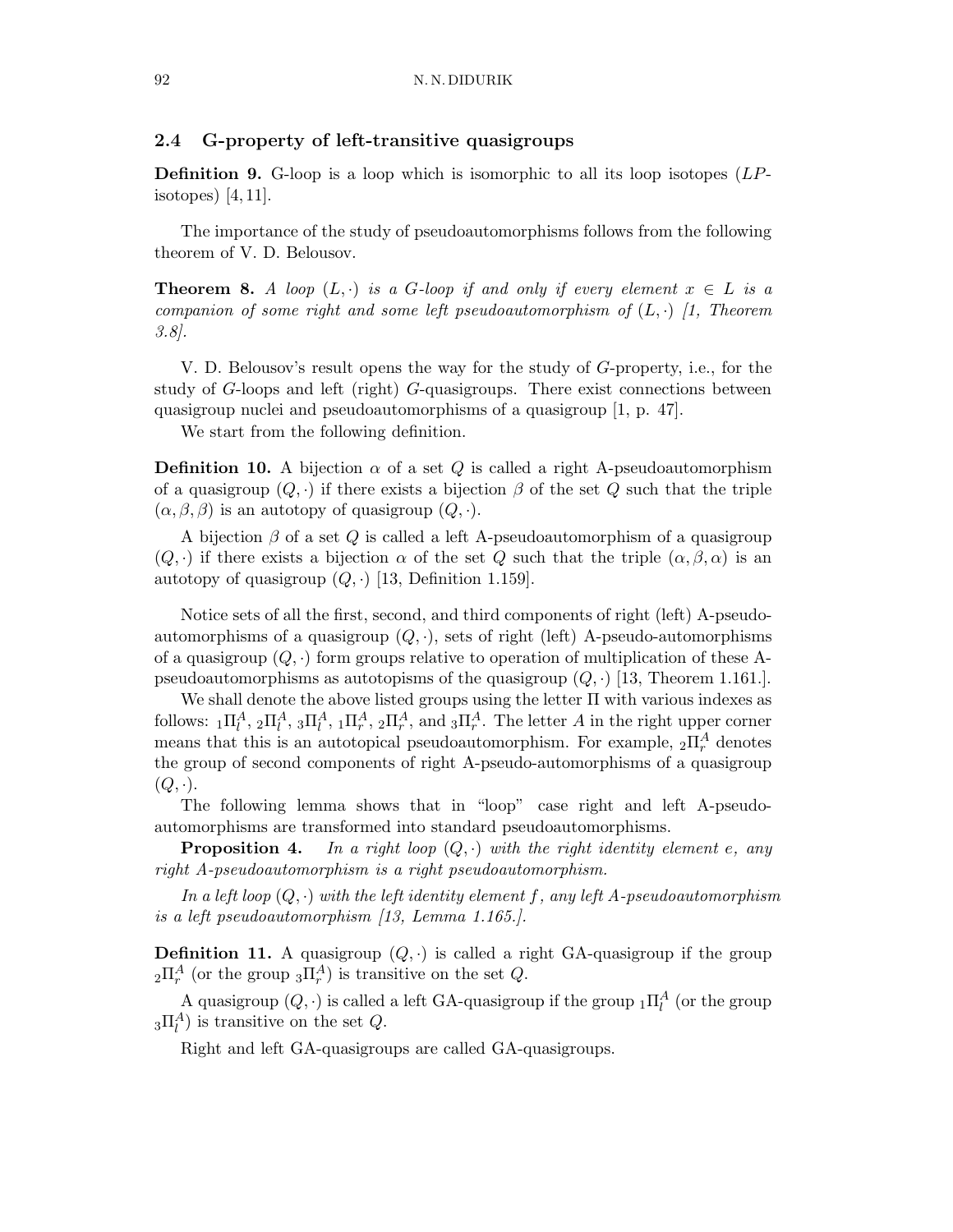### 2.4 G-property of left-transitive quasigroups

**Definition 9.** G-loop is a loop which is isomorphic to all its loop isotopes ($LP$-isotopes) [4, 11].

The importance of the study of pseudoautomorphisms follows from the following theorem of V. D. Belousov.

**Theorem 8.** *A loop $(L, \cdot)$ is a G-loop if and only if every element $x \in L$ is a companion of some right and some left pseudoautomorphism of $(L, \cdot)$ [1, Theorem 3.8].*

V. D. Belousov's result opens the way for the study of $G$-property, i.e., for the study of $G$-loops and left (right) $G$-quasigroups. There exist connections between quasigroup nuclei and pseudoautomorphisms of a quasigroup [1, p. 47].

We start from the following definition.

**Definition 10.** A bijection $\alpha$ of a set $Q$ is called a right A-pseudoautomorphism of a quasigroup $(Q, \cdot)$ if there exists a bijection $\beta$ of the set $Q$ such that the triple $(\alpha, \beta, \beta)$ is an autotopy of quasigroup $(Q, \cdot)$.

A bijection $\beta$ of a set $Q$ is called a left A-pseudoautomorphism of a quasigroup $(Q, \cdot)$ if there exists a bijection $\alpha$ of the set $Q$ such that the triple $(\alpha, \beta, \alpha)$ is an autotopy of quasigroup $(Q, \cdot)$ [13, Definition 1.159].

Notice sets of all the first, second, and third components of right (left) A-pseudo-automorphisms of a quasigroup $(Q, \cdot)$, sets of right (left) A-pseudo-automorphisms of a quasigroup $(Q, \cdot)$ form groups relative to operation of multiplication of these A-pseudoautomorphisms as autotopisms of the quasigroup $(Q, \cdot)$ [13, Theorem 1.161.].

We shall denote the above listed groups using the letter $\Pi$ with various indexes as follows: ${}_1\Pi_l^A$, ${}_2\Pi_l^A$, ${}_3\Pi_l^A$, ${}_1\Pi_r^A$, ${}_2\Pi_r^A$, and ${}_3\Pi_r^A$. The letter $A$ in the right upper corner means that this is an autotopical pseudoautomorphism. For example, ${}_2\Pi_r^A$ denotes the group of second components of right A-pseudo-automorphisms of a quasigroup $(Q, \cdot)$.

The following lemma shows that in "loop" case right and left A-pseudo-automorphisms are transformed into standard pseudoautomorphisms.

**Proposition 4.** *In a right loop $(Q, \cdot)$ with the right identity element $e$, any right A-pseudoautomorphism is a right pseudoautomorphism.*

*In a left loop $(Q, \cdot)$ with the left identity element $f$, any left A-pseudoautomorphism is a left pseudoautomorphism [13, Lemma 1.165.].*

**Definition 11.** A quasigroup $(Q, \cdot)$ is called a right GA-quasigroup if the group ${}_2\Pi_r^A$ (or the group ${}_3\Pi_r^A$) is transitive on the set $Q$.

A quasigroup $(Q, \cdot)$ is called a left GA-quasigroup if the group ${}_1\Pi_l^A$ (or the group ${}_3\Pi_l^A$) is transitive on the set $Q$.

Right and left GA-quasigroups are called GA-quasigroups.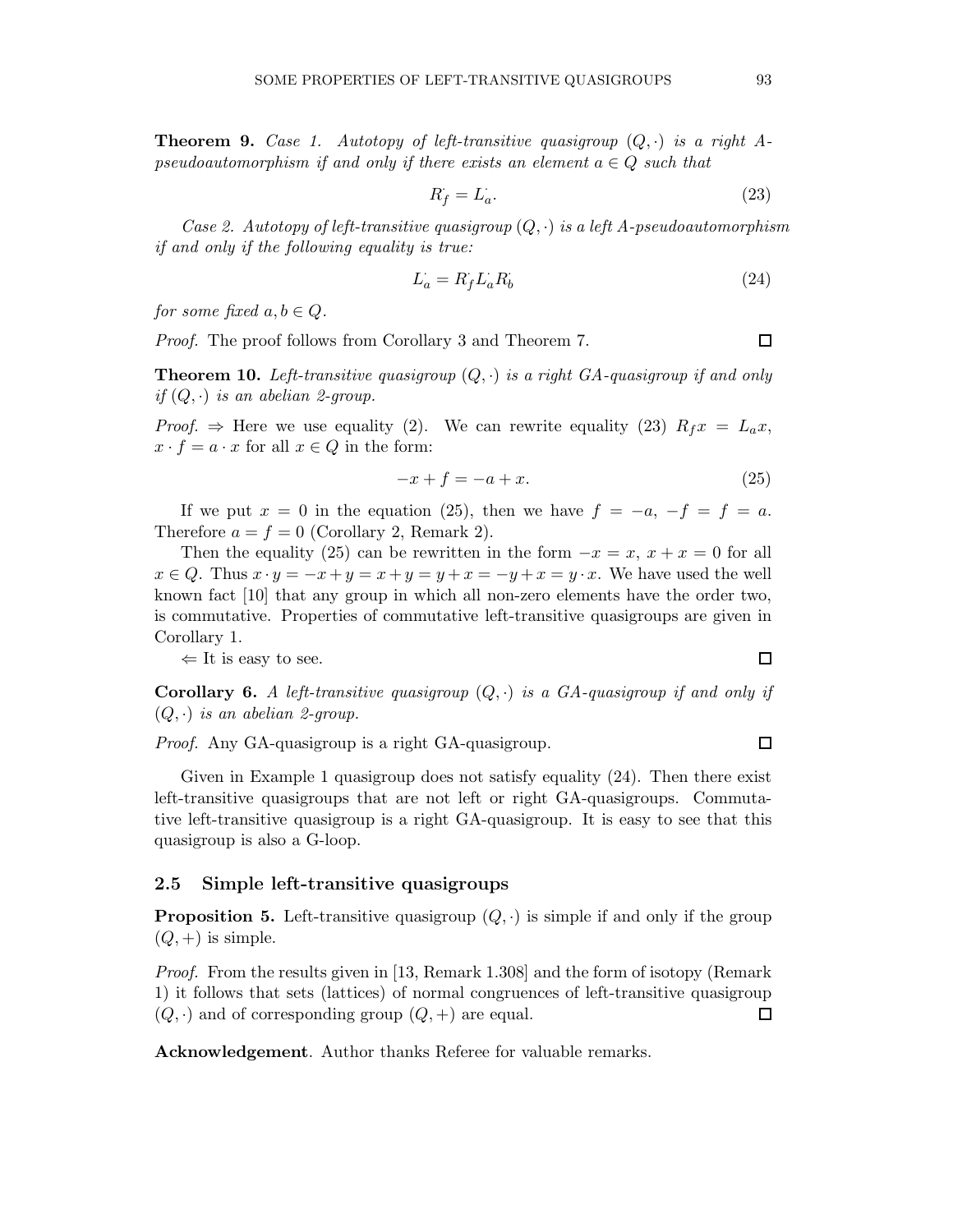**Theorem 9.** *Case 1. Autotopy of left-transitive quasigroup $(Q, \cdot)$ is a right A-pseudoautomorphism if and only if there exists an element $a \in Q$ such that*

$$R^{\cdot}_f = L^{\cdot}_a. \tag{23}$$

*Case 2. Autotopy of left-transitive quasigroup $(Q, \cdot)$ is a left A-pseudoautomorphism if and only if the following equality is true:*

$$L^{\cdot}_a = R^{\cdot}_f L^{\cdot}_a R^{\cdot}_b \tag{24}$$

*for some fixed $a, b \in Q$.*

*Proof.* The proof follows from Corollary 3 and Theorem 7. □

**Theorem 10.** *Left-transitive quasigroup $(Q, \cdot)$ is a right GA-quasigroup if and only if $(Q, \cdot)$ is an abelian 2-group.*

*Proof.* $\Rightarrow$ Here we use equality (2). We can rewrite equality (23) $R_f x = L_a x$, $x \cdot f = a \cdot x$ for all $x \in Q$ in the form:

$$-x + f = -a + x. \tag{25}$$

If we put $x = 0$ in the equation (25), then we have $f = -a$, $-f = f = a$. Therefore $a = f = 0$ (Corollary 2, Remark 2).

Then the equality (25) can be rewritten in the form $-x = x$, $x + x = 0$ for all $x \in Q$. Thus $x \cdot y = -x + y = x + y = y + x = -y + x = y \cdot x$. We have used the well known fact [10] that any group in which all non-zero elements have the order two, is commutative. Properties of commutative left-transitive quasigroups are given in Corollary 1.

$\Leftarrow$ It is easy to see. □

**Corollary 6.** *A left-transitive quasigroup $(Q, \cdot)$ is a GA-quasigroup if and only if $(Q, \cdot)$ is an abelian 2-group.*

*Proof.* Any GA-quasigroup is a right GA-quasigroup. □

Given in Example 1 quasigroup does not satisfy equality (24). Then there exist left-transitive quasigroups that are not left or right GA-quasigroups. Commutative left-transitive quasigroup is a right GA-quasigroup. It is easy to see that this quasigroup is also a G-loop.

## 2.5 Simple left-transitive quasigroups

**Proposition 5.** Left-transitive quasigroup $(Q, \cdot)$ is simple if and only if the group $(Q, +)$ is simple.

*Proof.* From the results given in [13, Remark 1.308] and the form of isotopy (Remark 1) it follows that sets (lattices) of normal congruences of left-transitive quasigroup $(Q, \cdot)$ and of corresponding group $(Q, +)$ are equal. □

**Acknowledgement**. Author thanks Referee for valuable remarks.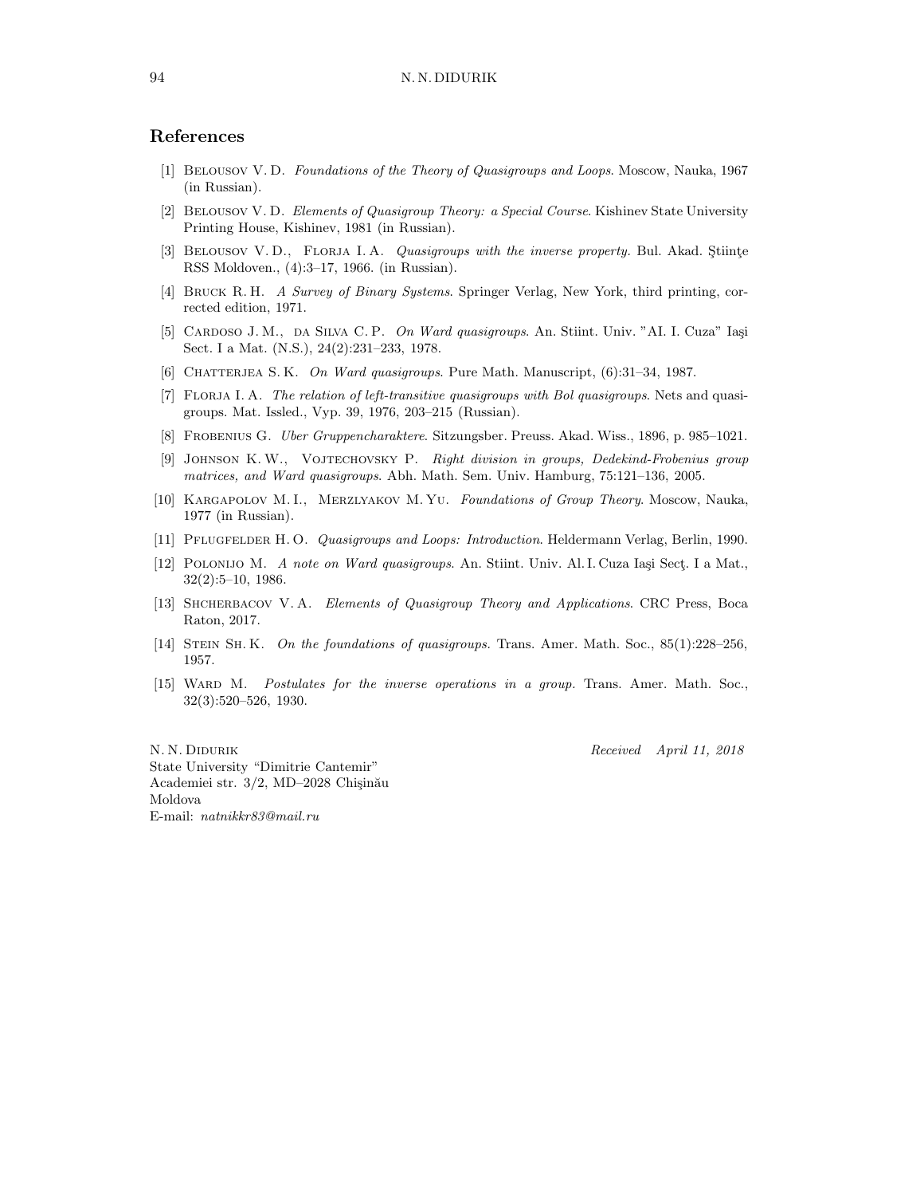## References

[1] Belousov V. D. *Foundations of the Theory of Quasigroups and Loops*. Moscow, Nauka, 1967 (in Russian).

[2] Belousov V. D. *Elements of Quasigroup Theory: a Special Course*. Kishinev State University Printing House, Kishinev, 1981 (in Russian).

[3] Belousov V. D., Florja I. A. *Quasigroups with the inverse property.* Bul. Akad. Ştiinţe RSS Moldoven., (4):3–17, 1966. (in Russian).

[4] Bruck R. H. *A Survey of Binary Systems*. Springer Verlag, New York, third printing, corrected edition, 1971.

[5] Cardoso J. M., da Silva C. P. *On Ward quasigroups*. An. Stiint. Univ. "AI. I. Cuza" Iaşi Sect. I a Mat. (N.S.), 24(2):231–233, 1978.

[6] Chatterjea S. K. *On Ward quasigroups*. Pure Math. Manuscript, (6):31–34, 1987.

[7] Florja I. A. *The relation of left-transitive quasigroups with Bol quasigroups*. Nets and quasigroups. Mat. Issled., Vyp. 39, 1976, 203–215 (Russian).

[8] Frobenius G. *Uber Gruppencharaktere*. Sitzungsber. Preuss. Akad. Wiss., 1896, p. 985–1021.

[9] Johnson K. W., Vojtechovsky P. *Right division in groups, Dedekind-Frobenius group matrices, and Ward quasigroups*. Abh. Math. Sem. Univ. Hamburg, 75:121–136, 2005.

[10] Kargapolov M. I., Merzlyakov M. Yu. *Foundations of Group Theory*. Moscow, Nauka, 1977 (in Russian).

[11] Pflugfelder H. O. *Quasigroups and Loops: Introduction*. Heldermann Verlag, Berlin, 1990.

[12] Polonijo M. *A note on Ward quasigroups*. An. Stiint. Univ. Al. I. Cuza Iaşi Secţ. I a Mat., 32(2):5–10, 1986.

[13] Shcherbacov V. A. *Elements of Quasigroup Theory and Applications*. CRC Press, Boca Raton, 2017.

[14] Stein Sh. K. *On the foundations of quasigroups.* Trans. Amer. Math. Soc., 85(1):228–256, 1957.

[15] Ward M. *Postulates for the inverse operations in a group.* Trans. Amer. Math. Soc., 32(3):520–526, 1930.

N. N. Didurik
State University "Dimitrie Cantemir"
Academiei str. 3/2, MD–2028 Chişinău
Moldova
E-mail: *natnikkr83@mail.ru*

*Received April 11, 2018*